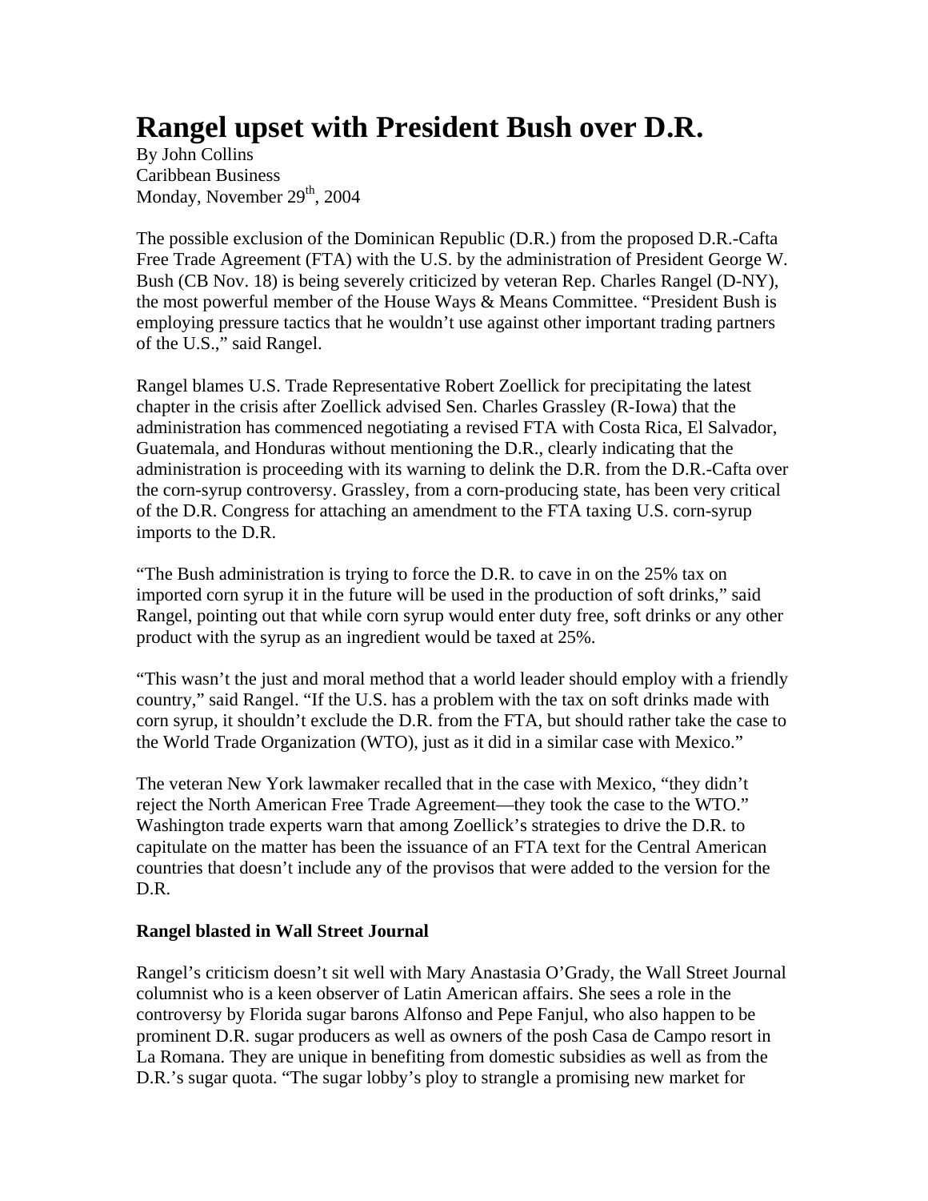# Rangel upset with President Bush over D.R.

By John Collins
Caribbean Business
Monday, November 29th, 2004

The possible exclusion of the Dominican Republic (D.R.) from the proposed D.R.-Cafta Free Trade Agreement (FTA) with the U.S. by the administration of President George W. Bush (CB Nov. 18) is being severely criticized by veteran Rep. Charles Rangel (D-NY), the most powerful member of the House Ways & Means Committee. "President Bush is employing pressure tactics that he wouldn't use against other important trading partners of the U.S.," said Rangel.

Rangel blames U.S. Trade Representative Robert Zoellick for precipitating the latest chapter in the crisis after Zoellick advised Sen. Charles Grassley (R-Iowa) that the administration has commenced negotiating a revised FTA with Costa Rica, El Salvador, Guatemala, and Honduras without mentioning the D.R., clearly indicating that the administration is proceeding with its warning to delink the D.R. from the D.R.-Cafta over the corn-syrup controversy. Grassley, from a corn-producing state, has been very critical of the D.R. Congress for attaching an amendment to the FTA taxing U.S. corn-syrup imports to the D.R.

"The Bush administration is trying to force the D.R. to cave in on the 25% tax on imported corn syrup it in the future will be used in the production of soft drinks," said Rangel, pointing out that while corn syrup would enter duty free, soft drinks or any other product with the syrup as an ingredient would be taxed at 25%.

"This wasn't the just and moral method that a world leader should employ with a friendly country," said Rangel. "If the U.S. has a problem with the tax on soft drinks made with corn syrup, it shouldn't exclude the D.R. from the FTA, but should rather take the case to the World Trade Organization (WTO), just as it did in a similar case with Mexico."

The veteran New York lawmaker recalled that in the case with Mexico, "they didn't reject the North American Free Trade Agreement—they took the case to the WTO." Washington trade experts warn that among Zoellick's strategies to drive the D.R. to capitulate on the matter has been the issuance of an FTA text for the Central American countries that doesn't include any of the provisos that were added to the version for the D.R.

**Rangel blasted in Wall Street Journal**

Rangel's criticism doesn't sit well with Mary Anastasia O'Grady, the Wall Street Journal columnist who is a keen observer of Latin American affairs. She sees a role in the controversy by Florida sugar barons Alfonso and Pepe Fanjul, who also happen to be prominent D.R. sugar producers as well as owners of the posh Casa de Campo resort in La Romana. They are unique in benefiting from domestic subsidies as well as from the D.R.'s sugar quota. "The sugar lobby's ploy to strangle a promising new market for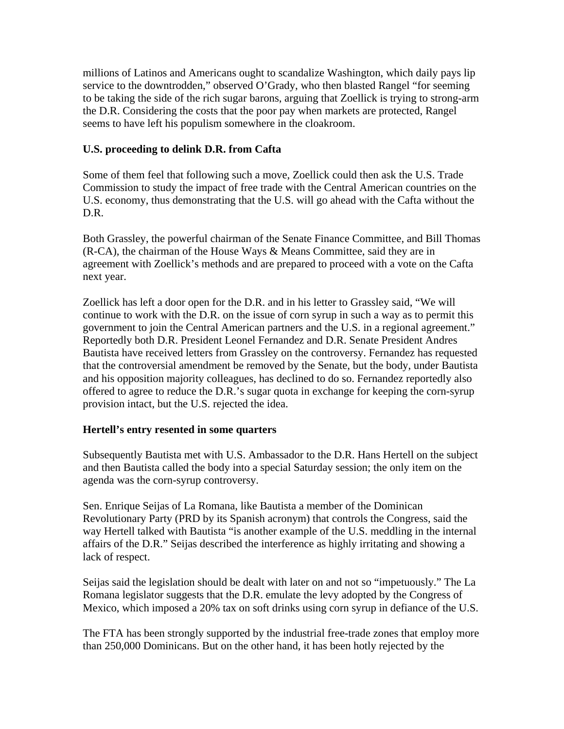millions of Latinos and Americans ought to scandalize Washington, which daily pays lip service to the downtrodden," observed O'Grady, who then blasted Rangel "for seeming to be taking the side of the rich sugar barons, arguing that Zoellick is trying to strong-arm the D.R. Considering the costs that the poor pay when markets are protected, Rangel seems to have left his populism somewhere in the cloakroom.

**U.S. proceeding to delink D.R. from Cafta**

Some of them feel that following such a move, Zoellick could then ask the U.S. Trade Commission to study the impact of free trade with the Central American countries on the U.S. economy, thus demonstrating that the U.S. will go ahead with the Cafta without the D.R.

Both Grassley, the powerful chairman of the Senate Finance Committee, and Bill Thomas (R-CA), the chairman of the House Ways & Means Committee, said they are in agreement with Zoellick's methods and are prepared to proceed with a vote on the Cafta next year.

Zoellick has left a door open for the D.R. and in his letter to Grassley said, "We will continue to work with the D.R. on the issue of corn syrup in such a way as to permit this government to join the Central American partners and the U.S. in a regional agreement." Reportedly both D.R. President Leonel Fernandez and D.R. Senate President Andres Bautista have received letters from Grassley on the controversy. Fernandez has requested that the controversial amendment be removed by the Senate, but the body, under Bautista and his opposition majority colleagues, has declined to do so. Fernandez reportedly also offered to agree to reduce the D.R.'s sugar quota in exchange for keeping the corn-syrup provision intact, but the U.S. rejected the idea.

**Hertell's entry resented in some quarters**

Subsequently Bautista met with U.S. Ambassador to the D.R. Hans Hertell on the subject and then Bautista called the body into a special Saturday session; the only item on the agenda was the corn-syrup controversy.

Sen. Enrique Seijas of La Romana, like Bautista a member of the Dominican Revolutionary Party (PRD by its Spanish acronym) that controls the Congress, said the way Hertell talked with Bautista "is another example of the U.S. meddling in the internal affairs of the D.R." Seijas described the interference as highly irritating and showing a lack of respect.

Seijas said the legislation should be dealt with later on and not so "impetuously." The La Romana legislator suggests that the D.R. emulate the levy adopted by the Congress of Mexico, which imposed a 20% tax on soft drinks using corn syrup in defiance of the U.S.

The FTA has been strongly supported by the industrial free-trade zones that employ more than 250,000 Dominicans. But on the other hand, it has been hotly rejected by the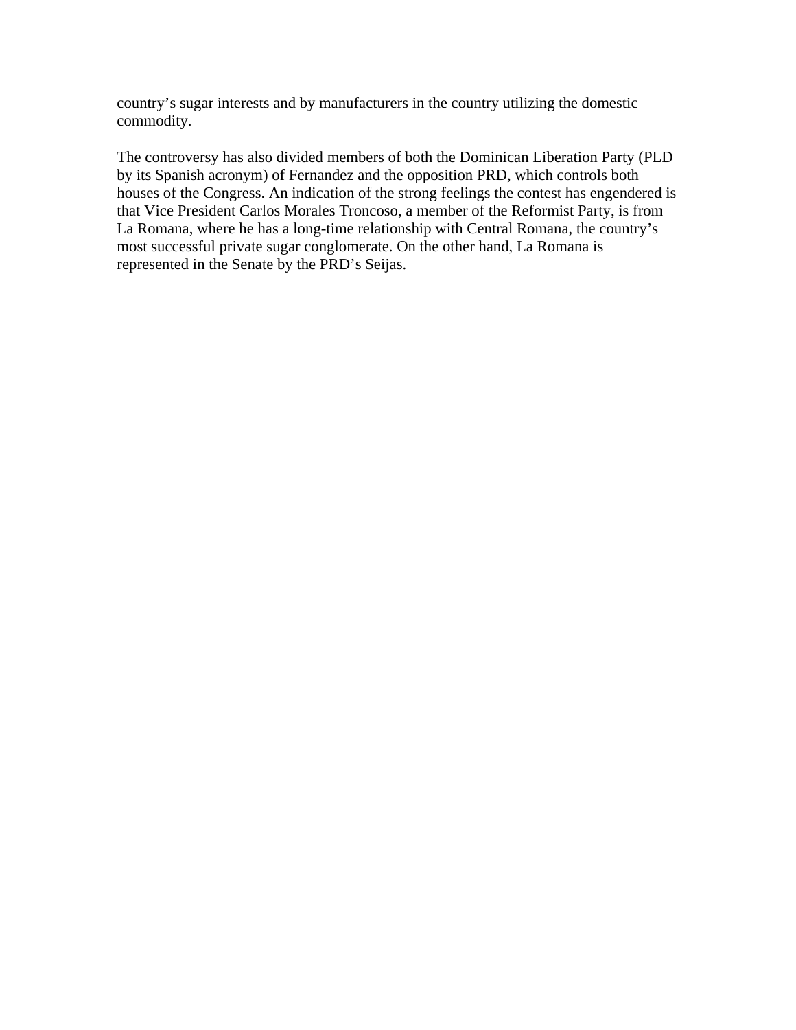country's sugar interests and by manufacturers in the country utilizing the domestic commodity.

The controversy has also divided members of both the Dominican Liberation Party (PLD by its Spanish acronym) of Fernandez and the opposition PRD, which controls both houses of the Congress. An indication of the strong feelings the contest has engendered is that Vice President Carlos Morales Troncoso, a member of the Reformist Party, is from La Romana, where he has a long-time relationship with Central Romana, the country's most successful private sugar conglomerate. On the other hand, La Romana is represented in the Senate by the PRD's Seijas.